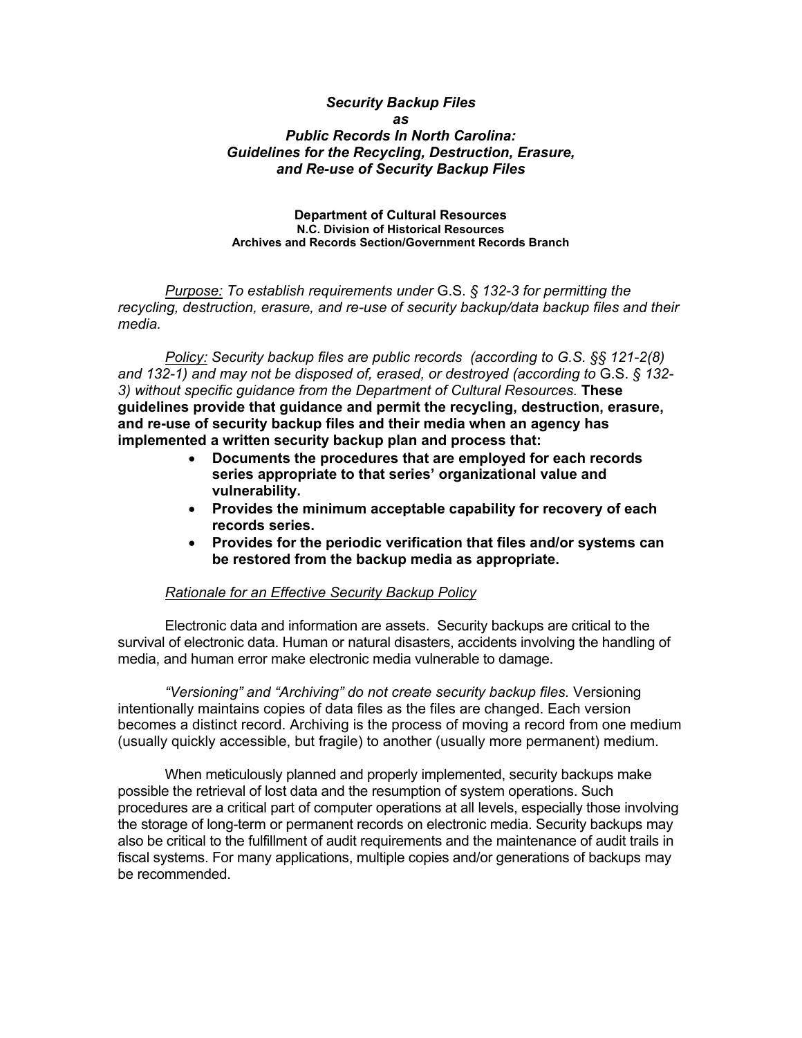# *Security Backup Files as Public Records In North Carolina: Guidelines for the Recycling, Destruction, Erasure, and Re-use of Security Backup Files*

**Department of Cultural Resources**
**N.C. Division of Historical Resources**
**Archives and Records Section/Government Records Branch**

*Purpose:* *To establish requirements under* G.S. *§ 132-3 for permitting the recycling, destruction, erasure, and re-use of security backup/data backup files and their media.*

*Policy:* *Security backup files are public records (according to G.S. §§ 121-2(8) and 132-1) and may not be disposed of, erased, or destroyed (according to* G.S. *§ 132-3) without specific guidance from the Department of Cultural Resources.* **These guidelines provide that guidance and permit the recycling, destruction, erasure, and re-use of security backup files and their media when an agency has implemented a written security backup plan and process that:**

- **Documents the procedures that are employed for each records series appropriate to that series' organizational value and vulnerability.**
- **Provides the minimum acceptable capability for recovery of each records series.**
- **Provides for the periodic verification that files and/or systems can be restored from the backup media as appropriate.**

*Rationale for an Effective Security Backup Policy*

Electronic data and information are assets. Security backups are critical to the survival of electronic data. Human or natural disasters, accidents involving the handling of media, and human error make electronic media vulnerable to damage.

*"Versioning" and "Archiving" do not create security backup files.* Versioning intentionally maintains copies of data files as the files are changed. Each version becomes a distinct record. Archiving is the process of moving a record from one medium (usually quickly accessible, but fragile) to another (usually more permanent) medium.

When meticulously planned and properly implemented, security backups make possible the retrieval of lost data and the resumption of system operations. Such procedures are a critical part of computer operations at all levels, especially those involving the storage of long-term or permanent records on electronic media. Security backups may also be critical to the fulfillment of audit requirements and the maintenance of audit trails in fiscal systems. For many applications, multiple copies and/or generations of backups may be recommended.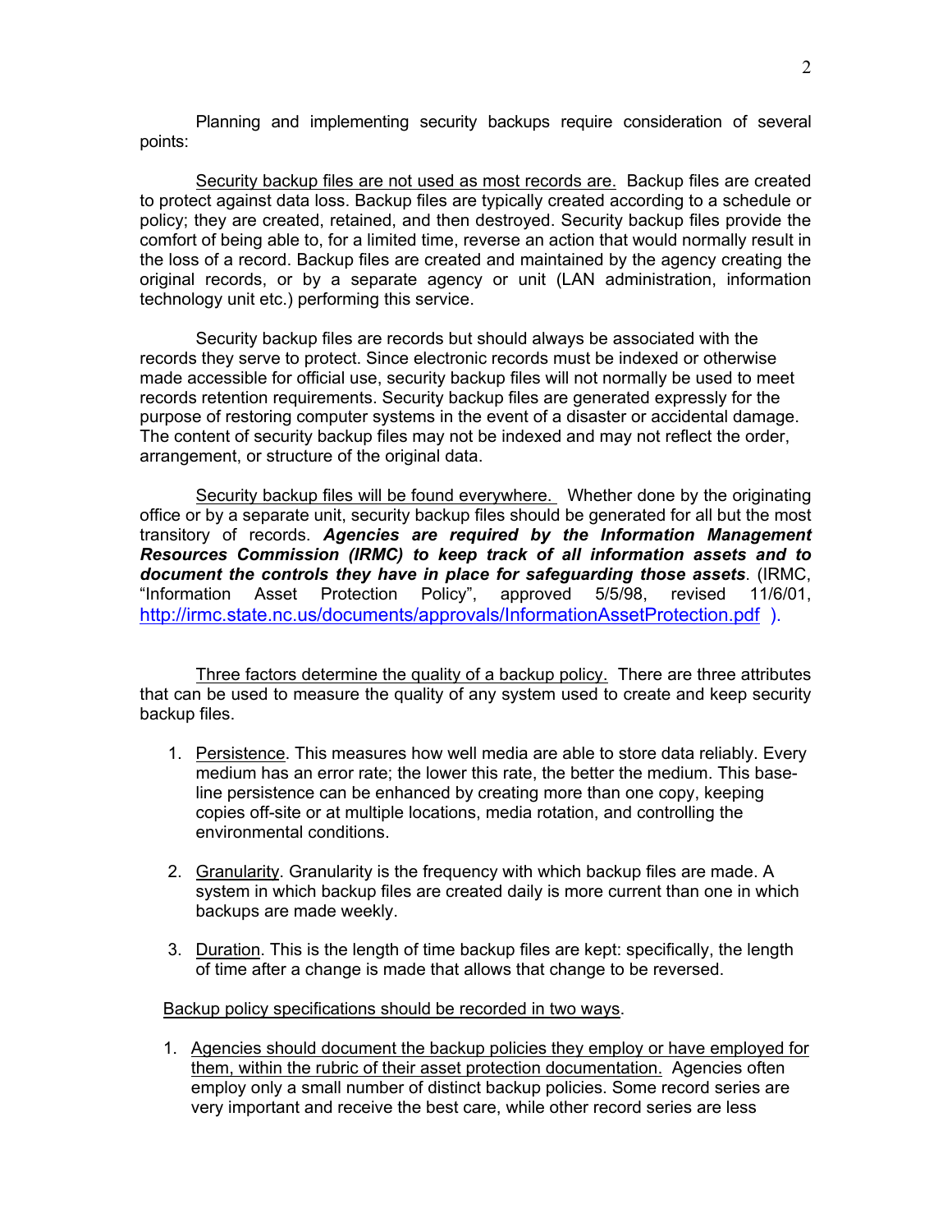Planning and implementing security backups require consideration of several points:

<u>Security backup files are not used as most records are.</u> Backup files are created to protect against data loss. Backup files are typically created according to a schedule or policy; they are created, retained, and then destroyed. Security backup files provide the comfort of being able to, for a limited time, reverse an action that would normally result in the loss of a record. Backup files are created and maintained by the agency creating the original records, or by a separate agency or unit (LAN administration, information technology unit etc.) performing this service.

Security backup files are records but should always be associated with the records they serve to protect. Since electronic records must be indexed or otherwise made accessible for official use, security backup files will not normally be used to meet records retention requirements. Security backup files are generated expressly for the purpose of restoring computer systems in the event of a disaster or accidental damage. The content of security backup files may not be indexed and may not reflect the order, arrangement, or structure of the original data.

<u>Security backup files will be found everywhere.</u> Whether done by the originating office or by a separate unit, security backup files should be generated for all but the most transitory of records. ***Agencies are required by the Information Management Resources Commission (IRMC) to keep track of all information assets and to document the controls they have in place for safeguarding those assets***. (IRMC, "Information Asset Protection Policy", approved 5/5/98, revised 11/6/01, http://irmc.state.nc.us/documents/approvals/InformationAssetProtection.pdf ).

<u>Three factors determine the quality of a backup policy.</u> There are three attributes that can be used to measure the quality of any system used to create and keep security backup files.

1. <u>Persistence</u>. This measures how well media are able to store data reliably. Every medium has an error rate; the lower this rate, the better the medium. This base-line persistence can be enhanced by creating more than one copy, keeping copies off-site or at multiple locations, media rotation, and controlling the environmental conditions.

2. <u>Granularity</u>. Granularity is the frequency with which backup files are made. A system in which backup files are created daily is more current than one in which backups are made weekly.

3. <u>Duration</u>. This is the length of time backup files are kept: specifically, the length of time after a change is made that allows that change to be reversed.

<u>Backup policy specifications should be recorded in two ways</u>.

1. <u>Agencies should document the backup policies they employ or have employed for them, within the rubric of their asset protection documentation.</u> Agencies often employ only a small number of distinct backup policies. Some record series are very important and receive the best care, while other record series are less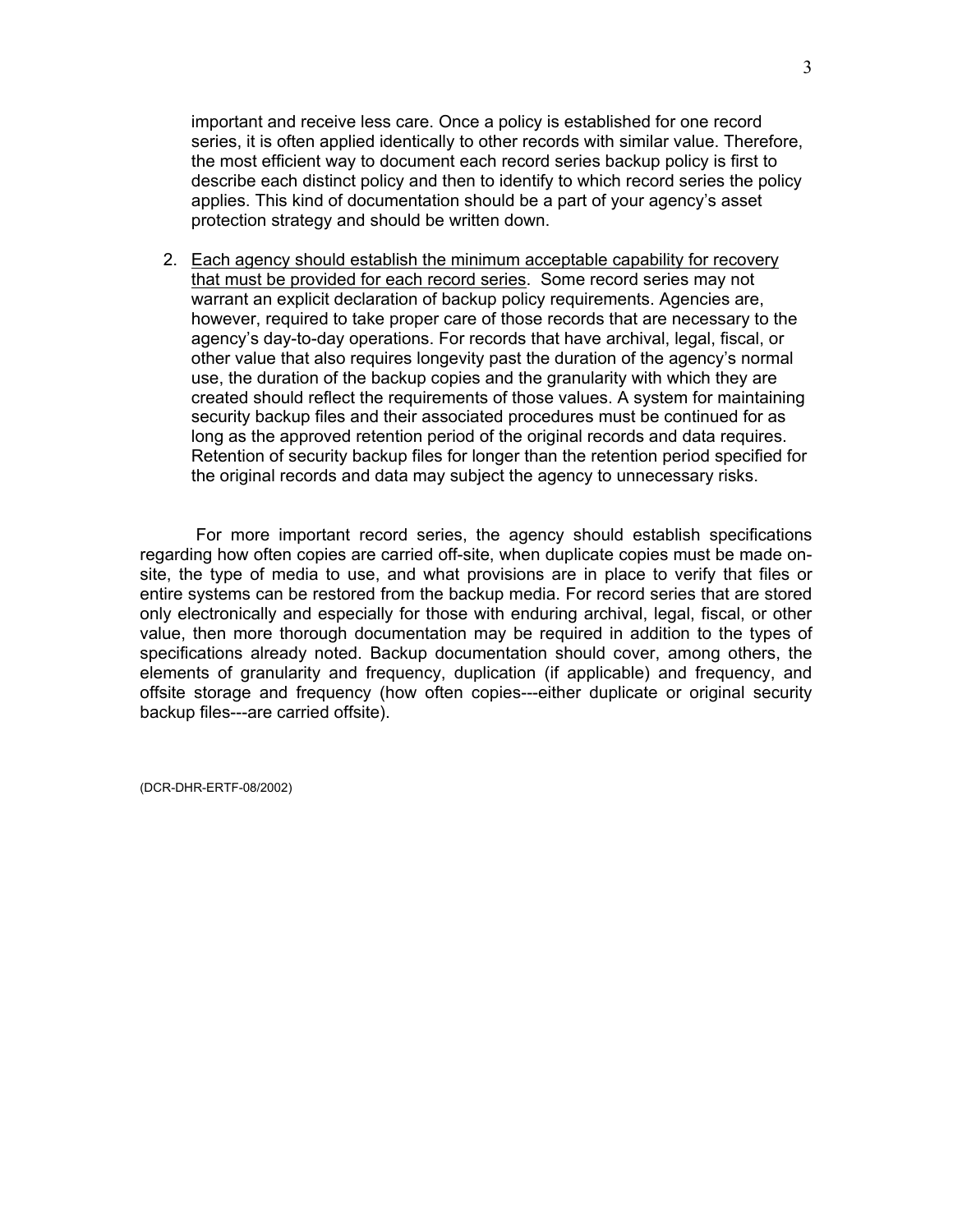important and receive less care. Once a policy is established for one record series, it is often applied identically to other records with similar value. Therefore, the most efficient way to document each record series backup policy is first to describe each distinct policy and then to identify to which record series the policy applies. This kind of documentation should be a part of your agency's asset protection strategy and should be written down.

2. <u>Each agency should establish the minimum acceptable capability for recovery that must be provided for each record series</u>. Some record series may not warrant an explicit declaration of backup policy requirements. Agencies are, however, required to take proper care of those records that are necessary to the agency's day-to-day operations. For records that have archival, legal, fiscal, or other value that also requires longevity past the duration of the agency's normal use, the duration of the backup copies and the granularity with which they are created should reflect the requirements of those values. A system for maintaining security backup files and their associated procedures must be continued for as long as the approved retention period of the original records and data requires. Retention of security backup files for longer than the retention period specified for the original records and data may subject the agency to unnecessary risks.

For more important record series, the agency should establish specifications regarding how often copies are carried off-site, when duplicate copies must be made on-site, the type of media to use, and what provisions are in place to verify that files or entire systems can be restored from the backup media. For record series that are stored only electronically and especially for those with enduring archival, legal, fiscal, or other value, then more thorough documentation may be required in addition to the types of specifications already noted. Backup documentation should cover, among others, the elements of granularity and frequency, duplication (if applicable) and frequency, and offsite storage and frequency (how often copies---either duplicate or original security backup files---are carried offsite).

(DCR-DHR-ERTF-08/2002)